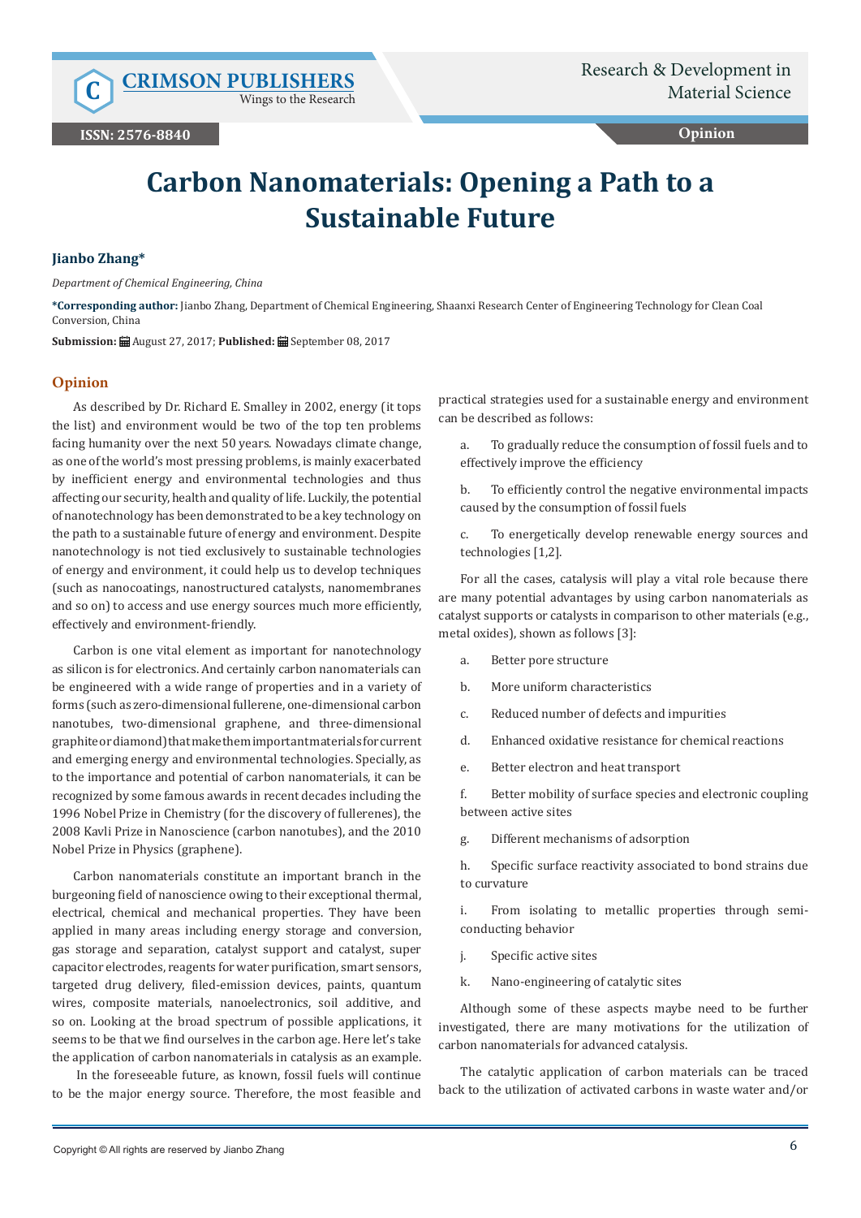# Carbon Nanomaterials: Opening a Path to a Sustainable Future

**Jianbo Zhang***

*Department of Chemical Engineering, China*

***Corresponding author:** Jianbo Zhang, Department of Chemical Engineering, Shaanxi Research Center of Engineering Technology for Clean Coal Conversion, China

**Submission:** August 27, 2017; **Published:** September 08, 2017

## Opinion

As described by Dr. Richard E. Smalley in 2002, energy (it tops the list) and environment would be two of the top ten problems facing humanity over the next 50 years. Nowadays climate change, as one of the world's most pressing problems, is mainly exacerbated by inefficient energy and environmental technologies and thus affecting our security, health and quality of life. Luckily, the potential of nanotechnology has been demonstrated to be a key technology on the path to a sustainable future of energy and environment. Despite nanotechnology is not tied exclusively to sustainable technologies of energy and environment, it could help us to develop techniques (such as nanocoatings, nanostructured catalysts, nanomembranes and so on) to access and use energy sources much more efficiently, effectively and environment-friendly.

Carbon is one vital element as important for nanotechnology as silicon is for electronics. And certainly carbon nanomaterials can be engineered with a wide range of properties and in a variety of forms (such as zero-dimensional fullerene, one-dimensional carbon nanotubes, two-dimensional graphene, and three-dimensional graphite or diamond) that make them important materials for current and emerging energy and environmental technologies. Specially, as to the importance and potential of carbon nanomaterials, it can be recognized by some famous awards in recent decades including the 1996 Nobel Prize in Chemistry (for the discovery of fullerenes), the 2008 Kavli Prize in Nanoscience (carbon nanotubes), and the 2010 Nobel Prize in Physics (graphene).

Carbon nanomaterials constitute an important branch in the burgeoning field of nanoscience owing to their exceptional thermal, electrical, chemical and mechanical properties. They have been applied in many areas including energy storage and conversion, gas storage and separation, catalyst support and catalyst, super capacitor electrodes, reagents for water purification, smart sensors, targeted drug delivery, filed-emission devices, paints, quantum wires, composite materials, nanoelectronics, soil additive, and so on. Looking at the broad spectrum of possible applications, it seems to be that we find ourselves in the carbon age. Here let's take the application of carbon nanomaterials in catalysis as an example.

In the foreseeable future, as known, fossil fuels will continue to be the major energy source. Therefore, the most feasible and practical strategies used for a sustainable energy and environment can be described as follows:

a. To gradually reduce the consumption of fossil fuels and to effectively improve the efficiency

b. To efficiently control the negative environmental impacts caused by the consumption of fossil fuels

c. To energetically develop renewable energy sources and technologies [1,2].

For all the cases, catalysis will play a vital role because there are many potential advantages by using carbon nanomaterials as catalyst supports or catalysts in comparison to other materials (e.g., metal oxides), shown as follows [3]:

a. Better pore structure

b. More uniform characteristics

c. Reduced number of defects and impurities

d. Enhanced oxidative resistance for chemical reactions

e. Better electron and heat transport

f. Better mobility of surface species and electronic coupling between active sites

g. Different mechanisms of adsorption

h. Specific surface reactivity associated to bond strains due to curvature

i. From isolating to metallic properties through semi-conducting behavior

j. Specific active sites

k. Nano-engineering of catalytic sites

Although some of these aspects maybe need to be further investigated, there are many motivations for the utilization of carbon nanomaterials for advanced catalysis.

The catalytic application of carbon materials can be traced back to the utilization of activated carbons in waste water and/or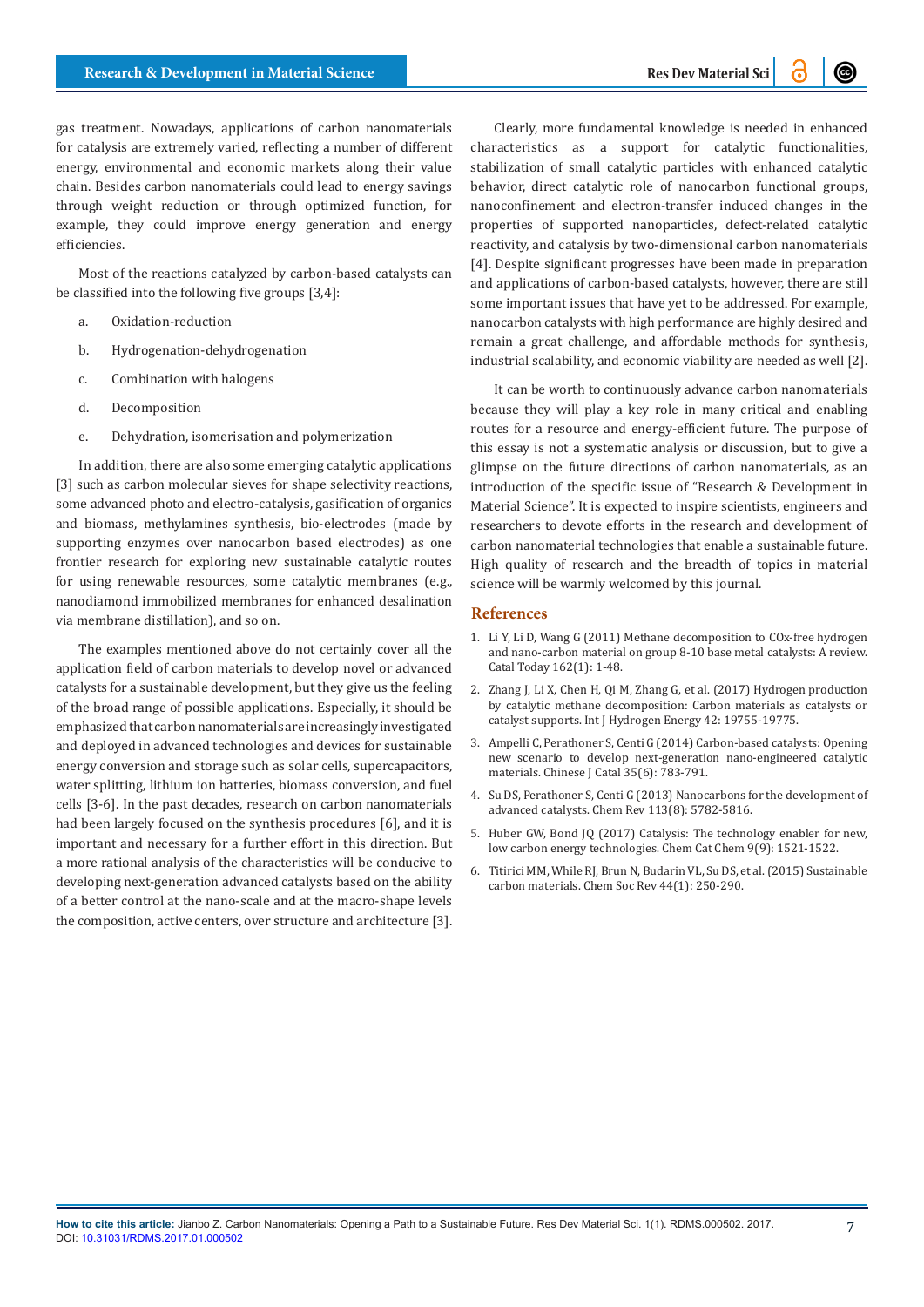gas treatment. Nowadays, applications of carbon nanomaterials for catalysis are extremely varied, reflecting a number of different energy, environmental and economic markets along their value chain. Besides carbon nanomaterials could lead to energy savings through weight reduction or through optimized function, for example, they could improve energy generation and energy efficiencies.

Most of the reactions catalyzed by carbon-based catalysts can be classified into the following five groups [3,4]:

a. Oxidation-reduction

b. Hydrogenation-dehydrogenation

c. Combination with halogens

d. Decomposition

e. Dehydration, isomerisation and polymerization

In addition, there are also some emerging catalytic applications [3] such as carbon molecular sieves for shape selectivity reactions, some advanced photo and electro-catalysis, gasification of organics and biomass, methylamines synthesis, bio-electrodes (made by supporting enzymes over nanocarbon based electrodes) as one frontier research for exploring new sustainable catalytic routes for using renewable resources, some catalytic membranes (e.g., nanodiamond immobilized membranes for enhanced desalination via membrane distillation), and so on.

The examples mentioned above do not certainly cover all the application field of carbon materials to develop novel or advanced catalysts for a sustainable development, but they give us the feeling of the broad range of possible applications. Especially, it should be emphasized that carbon nanomaterials are increasingly investigated and deployed in advanced technologies and devices for sustainable energy conversion and storage such as solar cells, supercapacitors, water splitting, lithium ion batteries, biomass conversion, and fuel cells [3-6]. In the past decades, research on carbon nanomaterials had been largely focused on the synthesis procedures [6], and it is important and necessary for a further effort in this direction. But a more rational analysis of the characteristics will be conducive to developing next-generation advanced catalysts based on the ability of a better control at the nano-scale and at the macro-shape levels the composition, active centers, over structure and architecture [3].

Clearly, more fundamental knowledge is needed in enhanced characteristics as a support for catalytic functionalities, stabilization of small catalytic particles with enhanced catalytic behavior, direct catalytic role of nanocarbon functional groups, nanoconfinement and electron-transfer induced changes in the properties of supported nanoparticles, defect-related catalytic reactivity, and catalysis by two-dimensional carbon nanomaterials [4]. Despite significant progresses have been made in preparation and applications of carbon-based catalysts, however, there are still some important issues that have yet to be addressed. For example, nanocarbon catalysts with high performance are highly desired and remain a great challenge, and affordable methods for synthesis, industrial scalability, and economic viability are needed as well [2].

It can be worth to continuously advance carbon nanomaterials because they will play a key role in many critical and enabling routes for a resource and energy-efficient future. The purpose of this essay is not a systematic analysis or discussion, but to give a glimpse on the future directions of carbon nanomaterials, as an introduction of the specific issue of "Research & Development in Material Science". It is expected to inspire scientists, engineers and researchers to devote efforts in the research and development of carbon nanomaterial technologies that enable a sustainable future. High quality of research and the breadth of topics in material science will be warmly welcomed by this journal.

## References

1. Li Y, Li D, Wang G (2011) Methane decomposition to COx-free hydrogen and nano-carbon material on group 8-10 base metal catalysts: A review. Catal Today 162(1): 1-48.
2. Zhang J, Li X, Chen H, Qi M, Zhang G, et al. (2017) Hydrogen production by catalytic methane decomposition: Carbon materials as catalysts or catalyst supports. Int J Hydrogen Energy 42: 19755-19775.
3. Ampelli C, Perathoner S, Centi G (2014) Carbon-based catalysts: Opening new scenario to develop next-generation nano-engineered catalytic materials. Chinese J Catal 35(6): 783-791.
4. Su DS, Perathoner S, Centi G (2013) Nanocarbons for the development of advanced catalysts. Chem Rev 113(8): 5782-5816.
5. Huber GW, Bond JQ (2017) Catalysis: The technology enabler for new, low carbon energy technologies. Chem Cat Chem 9(9): 1521-1522.
6. Titirici MM, While RJ, Brun N, Budarin VL, Su DS, et al. (2015) Sustainable carbon materials. Chem Soc Rev 44(1): 250-290.

**How to cite this article:** Jianbo Z. Carbon Nanomaterials: Opening a Path to a Sustainable Future. Res Dev Material Sci. 1(1). RDMS.000502. 2017. DOI: 10.31031/RDMS.2017.01.000502